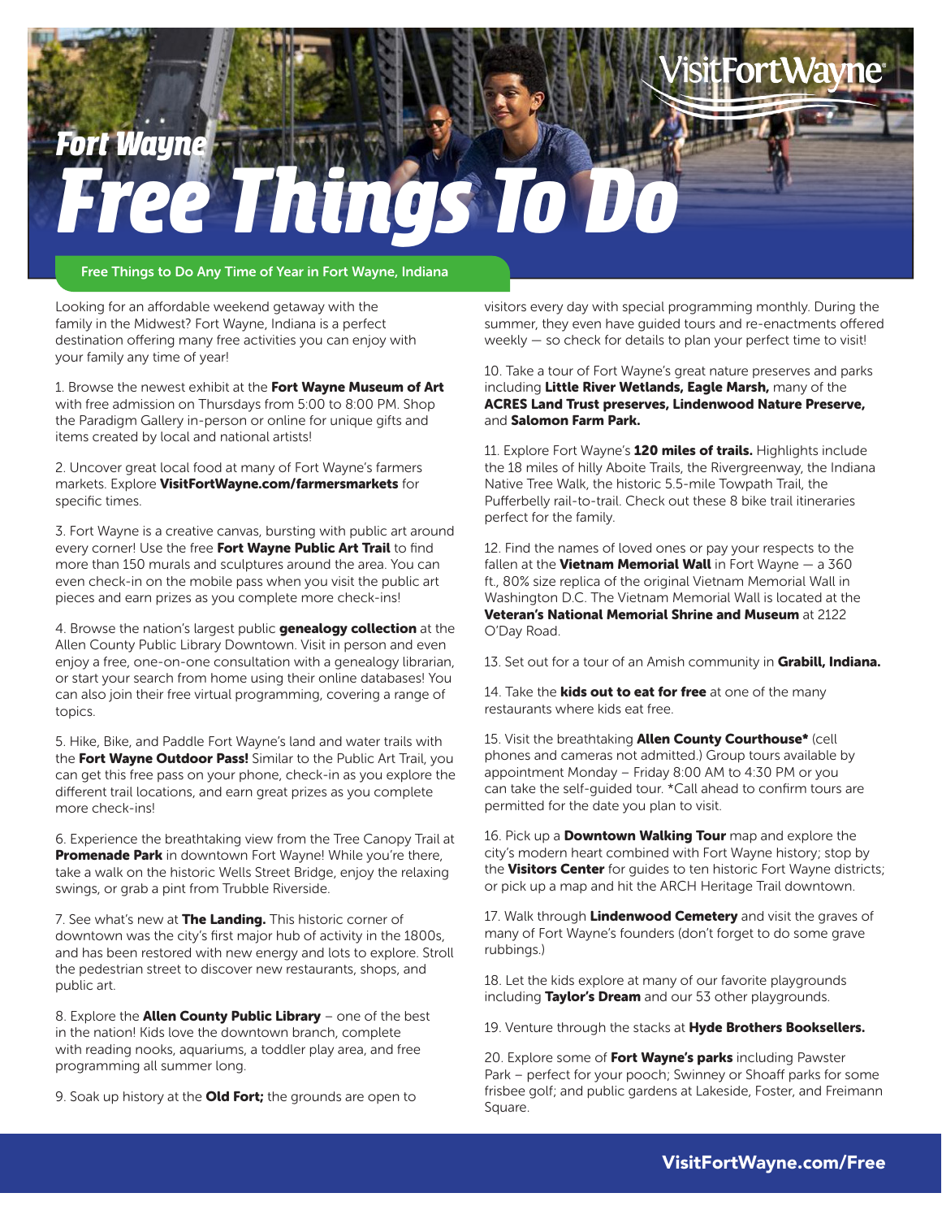# Fort Wayne Free Things To Do

## Free Things to Do Any Time of Year in Fort Wayne, Indiana

Looking for an affordable weekend getaway with the family in the Midwest? Fort Wayne, Indiana is a perfect destination offering many free activities you can enjoy with your family any time of year!

1. Browse the newest exhibit at the **Fort Wayne Museum of Art** with free admission on Thursdays from 5:00 to 8:00 PM. Shop the Paradigm Gallery in-person or online for unique gifts and items created by local and national artists!

2. Uncover great local food at many of Fort Wayne's farmers markets. Explore **VisitFortWayne.com/farmersmarkets** for specific times.

3. Fort Wayne is a creative canvas, bursting with public art around every corner! Use the free **Fort Wayne Public Art Trail** to find more than 150 murals and sculptures around the area. You can even check-in on the mobile pass when you visit the public art pieces and earn prizes as you complete more check-ins!

4. Browse the nation's largest public **genealogy collection** at the Allen County Public Library Downtown. Visit in person and even enjoy a free, one-on-one consultation with a genealogy librarian, or start your search from home using their online databases! You can also join their free virtual programming, covering a range of topics.

5. Hike, Bike, and Paddle Fort Wayne's land and water trails with the **Fort Wayne Outdoor Pass!** Similar to the Public Art Trail, you can get this free pass on your phone, check-in as you explore the different trail locations, and earn great prizes as you complete more check-ins!

6. Experience the breathtaking view from the Tree Canopy Trail at **Promenade Park** in downtown Fort Wayne! While you're there, take a walk on the historic Wells Street Bridge, enjoy the relaxing swings, or grab a pint from Trubble Riverside.

7. See what's new at **The Landing.** This historic corner of downtown was the city's first major hub of activity in the 1800s, and has been restored with new energy and lots to explore. Stroll the pedestrian street to discover new restaurants, shops, and public art.

8. Explore the **Allen County Public Library** – one of the best in the nation! Kids love the downtown branch, complete with reading nooks, aquariums, a toddler play area, and free programming all summer long.

9. Soak up history at the **Old Fort;** the grounds are open to visitors every day with special programming monthly. During the summer, they even have guided tours and re-enactments offered weekly — so check for details to plan your perfect time to visit!

10. Take a tour of Fort Wayne's great nature preserves and parks including **Little River Wetlands, Eagle Marsh,** many of the **ACRES Land Trust preserves, Lindenwood Nature Preserve,** and **Salomon Farm Park.**

11. Explore Fort Wayne's **120 miles of trails.** Highlights include the 18 miles of hilly Aboite Trails, the Rivergreenway, the Indiana Native Tree Walk, the historic 5.5-mile Towpath Trail, the Pufferbelly rail-to-trail. Check out these 8 bike trail itineraries perfect for the family.

12. Find the names of loved ones or pay your respects to the fallen at the **Vietnam Memorial Wall** in Fort Wayne — a 360 ft., 80% size replica of the original Vietnam Memorial Wall in Washington D.C. The Vietnam Memorial Wall is located at the **Veteran's National Memorial Shrine and Museum** at 2122 O'Day Road.

13. Set out for a tour of an Amish community in **Grabill, Indiana.**

14. Take the **kids out to eat for free** at one of the many restaurants where kids eat free.

15. Visit the breathtaking **Allen County Courthouse*** (cell phones and cameras not admitted.) Group tours available by appointment Monday – Friday 8:00 AM to 4:30 PM or you can take the self-guided tour. *Call ahead to confirm tours are permitted for the date you plan to visit.

16. Pick up a **Downtown Walking Tour** map and explore the city's modern heart combined with Fort Wayne history; stop by the **Visitors Center** for guides to ten historic Fort Wayne districts; or pick up a map and hit the ARCH Heritage Trail downtown.

17. Walk through **Lindenwood Cemetery** and visit the graves of many of Fort Wayne's founders (don't forget to do some grave rubbings.)

18. Let the kids explore at many of our favorite playgrounds including **Taylor's Dream** and our 53 other playgrounds.

19. Venture through the stacks at **Hyde Brothers Booksellers.**

20. Explore some of **Fort Wayne's parks** including Pawster Park – perfect for your pooch; Swinney or Shoaff parks for some frisbee golf; and public gardens at Lakeside, Foster, and Freimann Square.

**VisitFortWayne.com/Free**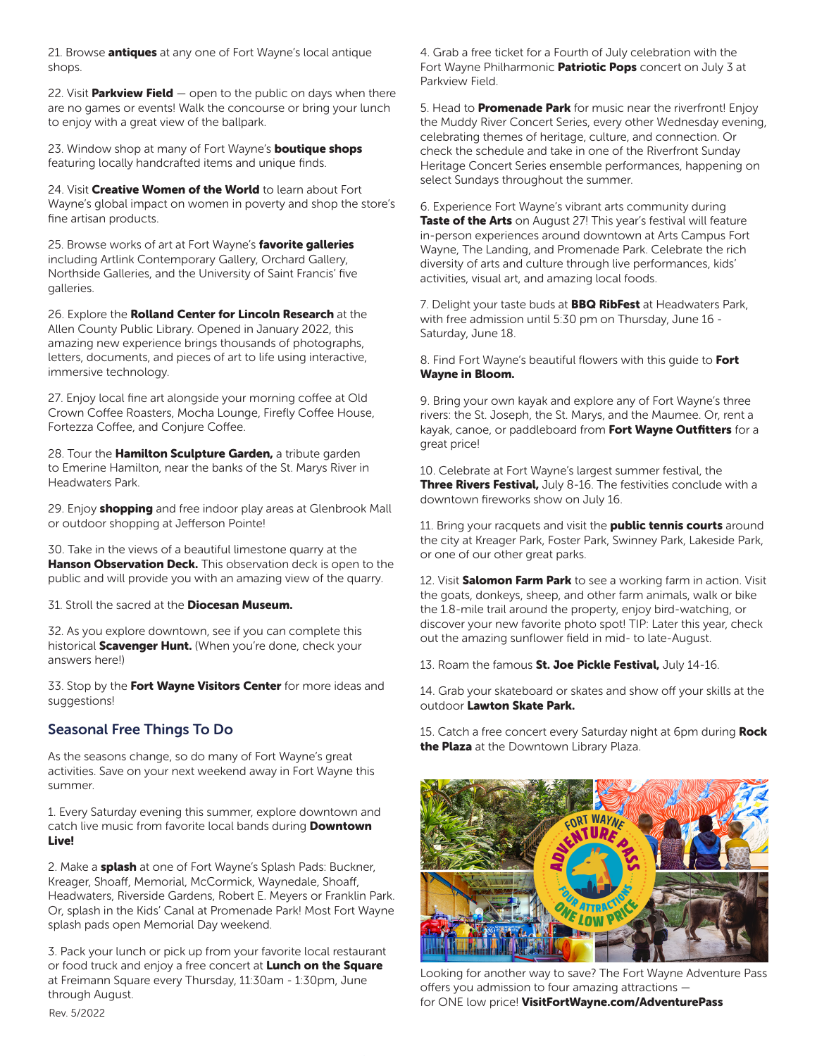21. Browse **antiques** at any one of Fort Wayne's local antique shops.

22. Visit **Parkview Field** — open to the public on days when there are no games or events! Walk the concourse or bring your lunch to enjoy with a great view of the ballpark.

23. Window shop at many of Fort Wayne's **boutique shops** featuring locally handcrafted items and unique finds.

24. Visit **Creative Women of the World** to learn about Fort Wayne's global impact on women in poverty and shop the store's fine artisan products.

25. Browse works of art at Fort Wayne's **favorite galleries** including Artlink Contemporary Gallery, Orchard Gallery, Northside Galleries, and the University of Saint Francis' five galleries.

26. Explore the **Rolland Center for Lincoln Research** at the Allen County Public Library. Opened in January 2022, this amazing new experience brings thousands of photographs, letters, documents, and pieces of art to life using interactive, immersive technology.

27. Enjoy local fine art alongside your morning coffee at Old Crown Coffee Roasters, Mocha Lounge, Firefly Coffee House, Fortezza Coffee, and Conjure Coffee.

28. Tour the **Hamilton Sculpture Garden,** a tribute garden to Emerine Hamilton, near the banks of the St. Marys River in Headwaters Park.

29. Enjoy **shopping** and free indoor play areas at Glenbrook Mall or outdoor shopping at Jefferson Pointe!

30. Take in the views of a beautiful limestone quarry at the **Hanson Observation Deck.** This observation deck is open to the public and will provide you with an amazing view of the quarry.

31. Stroll the sacred at the **Diocesan Museum.**

32. As you explore downtown, see if you can complete this historical **Scavenger Hunt.** (When you're done, check your answers here!)

33. Stop by the **Fort Wayne Visitors Center** for more ideas and suggestions!

## Seasonal Free Things To Do

As the seasons change, so do many of Fort Wayne's great activities. Save on your next weekend away in Fort Wayne this summer.

1. Every Saturday evening this summer, explore downtown and catch live music from favorite local bands during **Downtown Live!**

2. Make a **splash** at one of Fort Wayne's Splash Pads: Buckner, Kreager, Shoaff, Memorial, McCormick, Waynedale, Shoaff, Headwaters, Riverside Gardens, Robert E. Meyers or Franklin Park. Or, splash in the Kids' Canal at Promenade Park! Most Fort Wayne splash pads open Memorial Day weekend.

3. Pack your lunch or pick up from your favorite local restaurant or food truck and enjoy a free concert at **Lunch on the Square** at Freimann Square every Thursday, 11:30am - 1:30pm, June through August.

4. Grab a free ticket for a Fourth of July celebration with the Fort Wayne Philharmonic **Patriotic Pops** concert on July 3 at Parkview Field.

5. Head to **Promenade Park** for music near the riverfront! Enjoy the Muddy River Concert Series, every other Wednesday evening, celebrating themes of heritage, culture, and connection. Or check the schedule and take in one of the Riverfront Sunday Heritage Concert Series ensemble performances, happening on select Sundays throughout the summer.

6. Experience Fort Wayne's vibrant arts community during **Taste of the Arts** on August 27! This year's festival will feature in-person experiences around downtown at Arts Campus Fort Wayne, The Landing, and Promenade Park. Celebrate the rich diversity of arts and culture through live performances, kids' activities, visual art, and amazing local foods.

7. Delight your taste buds at **BBQ RibFest** at Headwaters Park, with free admission until 5:30 pm on Thursday, June 16 - Saturday, June 18.

8. Find Fort Wayne's beautiful flowers with this guide to **Fort Wayne in Bloom.**

9. Bring your own kayak and explore any of Fort Wayne's three rivers: the St. Joseph, the St. Marys, and the Maumee. Or, rent a kayak, canoe, or paddleboard from **Fort Wayne Outfitters** for a great price!

10. Celebrate at Fort Wayne's largest summer festival, the **Three Rivers Festival,** July 8-16. The festivities conclude with a downtown fireworks show on July 16.

11. Bring your racquets and visit the **public tennis courts** around the city at Kreager Park, Foster Park, Swinney Park, Lakeside Park, or one of our other great parks.

12. Visit **Salomon Farm Park** to see a working farm in action. Visit the goats, donkeys, sheep, and other farm animals, walk or bike the 1.8-mile trail around the property, enjoy bird-watching, or discover your new favorite photo spot! TIP: Later this year, check out the amazing sunflower field in mid- to late-August.

13. Roam the famous **St. Joe Pickle Festival,** July 14-16.

14. Grab your skateboard or skates and show off your skills at the outdoor **Lawton Skate Park.**

15. Catch a free concert every Saturday night at 6pm during **Rock the Plaza** at the Downtown Library Plaza.

Looking for another way to save? The Fort Wayne Adventure Pass offers you admission to four amazing attractions — for ONE low price! **VisitFortWayne.com/AdventurePass**

Rev. 5/2022